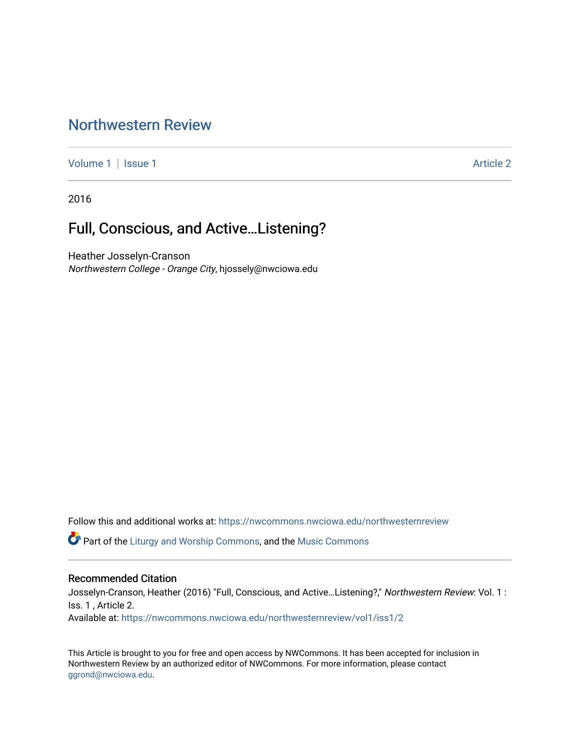# Northwestern Review

Volume 1 | Issue 1 Article 2

2016

## Full, Conscious, and Active…Listening?

Heather Josselyn-Cranson
*Northwestern College - Orange City*, hjossely@nwciowa.edu

Follow this and additional works at: https://nwcommons.nwciowa.edu/northwesternreview

Part of the Liturgy and Worship Commons, and the Music Commons

### Recommended Citation

Josselyn-Cranson, Heather (2016) "Full, Conscious, and Active…Listening?," *Northwestern Review*: Vol. 1 : Iss. 1 , Article 2.
Available at: https://nwcommons.nwciowa.edu/northwesternreview/vol1/iss1/2

This Article is brought to you for free and open access by NWCommons. It has been accepted for inclusion in Northwestern Review by an authorized editor of NWCommons. For more information, please contact ggrond@nwciowa.edu.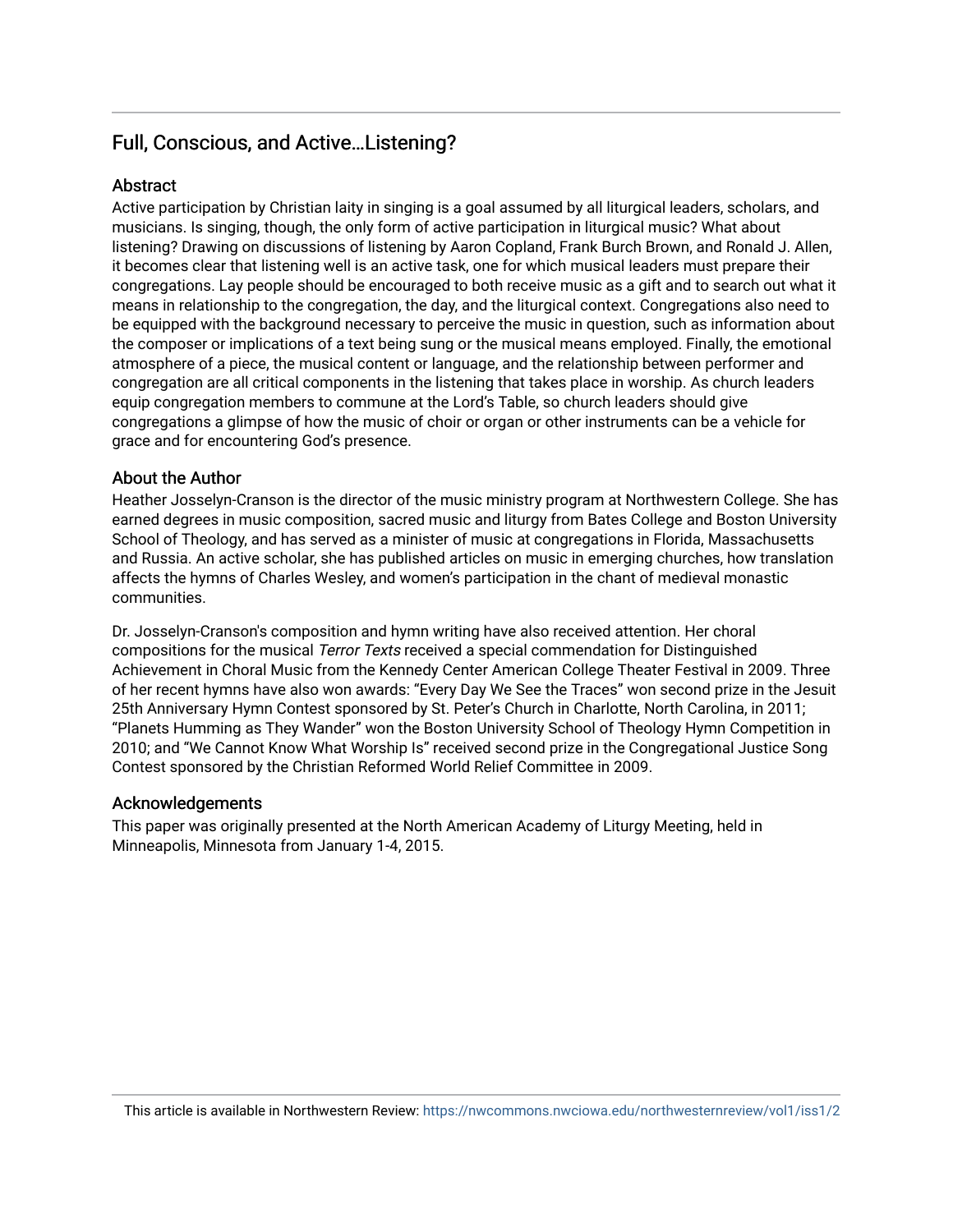## Full, Conscious, and Active…Listening?

### Abstract

Active participation by Christian laity in singing is a goal assumed by all liturgical leaders, scholars, and musicians. Is singing, though, the only form of active participation in liturgical music? What about listening? Drawing on discussions of listening by Aaron Copland, Frank Burch Brown, and Ronald J. Allen, it becomes clear that listening well is an active task, one for which musical leaders must prepare their congregations. Lay people should be encouraged to both receive music as a gift and to search out what it means in relationship to the congregation, the day, and the liturgical context. Congregations also need to be equipped with the background necessary to perceive the music in question, such as information about the composer or implications of a text being sung or the musical means employed. Finally, the emotional atmosphere of a piece, the musical content or language, and the relationship between performer and congregation are all critical components in the listening that takes place in worship. As church leaders equip congregation members to commune at the Lord's Table, so church leaders should give congregations a glimpse of how the music of choir or organ or other instruments can be a vehicle for grace and for encountering God's presence.

### About the Author

Heather Josselyn-Cranson is the director of the music ministry program at Northwestern College. She has earned degrees in music composition, sacred music and liturgy from Bates College and Boston University School of Theology, and has served as a minister of music at congregations in Florida, Massachusetts and Russia. An active scholar, she has published articles on music in emerging churches, how translation affects the hymns of Charles Wesley, and women's participation in the chant of medieval monastic communities.

Dr. Josselyn-Cranson's composition and hymn writing have also received attention. Her choral compositions for the musical *Terror Texts* received a special commendation for Distinguished Achievement in Choral Music from the Kennedy Center American College Theater Festival in 2009. Three of her recent hymns have also won awards: "Every Day We See the Traces" won second prize in the Jesuit 25th Anniversary Hymn Contest sponsored by St. Peter's Church in Charlotte, North Carolina, in 2011; "Planets Humming as They Wander" won the Boston University School of Theology Hymn Competition in 2010; and "We Cannot Know What Worship Is" received second prize in the Congregational Justice Song Contest sponsored by the Christian Reformed World Relief Committee in 2009.

### Acknowledgements

This paper was originally presented at the North American Academy of Liturgy Meeting, held in Minneapolis, Minnesota from January 1-4, 2015.

This article is available in Northwestern Review: https://nwcommons.nwciowa.edu/northwesternreview/vol1/iss1/2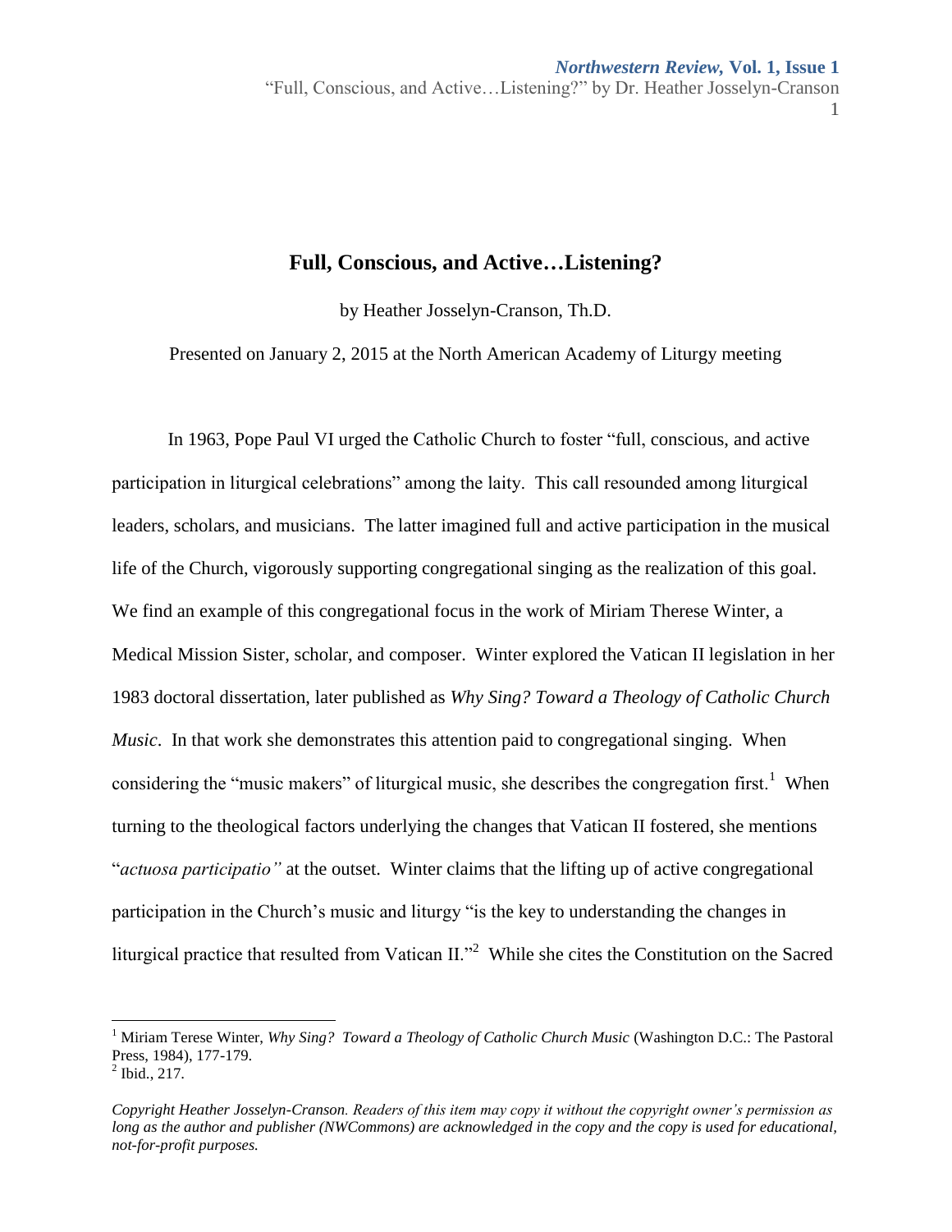# Full, Conscious, and Active…Listening?

by Heather Josselyn-Cranson, Th.D.

Presented on January 2, 2015 at the North American Academy of Liturgy meeting

In 1963, Pope Paul VI urged the Catholic Church to foster "full, conscious, and active participation in liturgical celebrations" among the laity. This call resounded among liturgical leaders, scholars, and musicians. The latter imagined full and active participation in the musical life of the Church, vigorously supporting congregational singing as the realization of this goal. We find an example of this congregational focus in the work of Miriam Therese Winter, a Medical Mission Sister, scholar, and composer. Winter explored the Vatican II legislation in her 1983 doctoral dissertation, later published as *Why Sing? Toward a Theology of Catholic Church Music*. In that work she demonstrates this attention paid to congregational singing. When considering the "music makers" of liturgical music, she describes the congregation first.[1] When turning to the theological factors underlying the changes that Vatican II fostered, she mentions "*actuosa participatio"* at the outset. Winter claims that the lifting up of active congregational participation in the Church's music and liturgy "is the key to understanding the changes in liturgical practice that resulted from Vatican II."[2] While she cites the Constitution on the Sacred

---

[1] Miriam Terese Winter, *Why Sing? Toward a Theology of Catholic Church Music* (Washington D.C.: The Pastoral Press, 1984), 177-179.

[2] Ibid., 217.

*Copyright Heather Josselyn-Cranson. Readers of this item may copy it without the copyright owner's permission as long as the author and publisher (NWCommons) are acknowledged in the copy and the copy is used for educational, not-for-profit purposes.*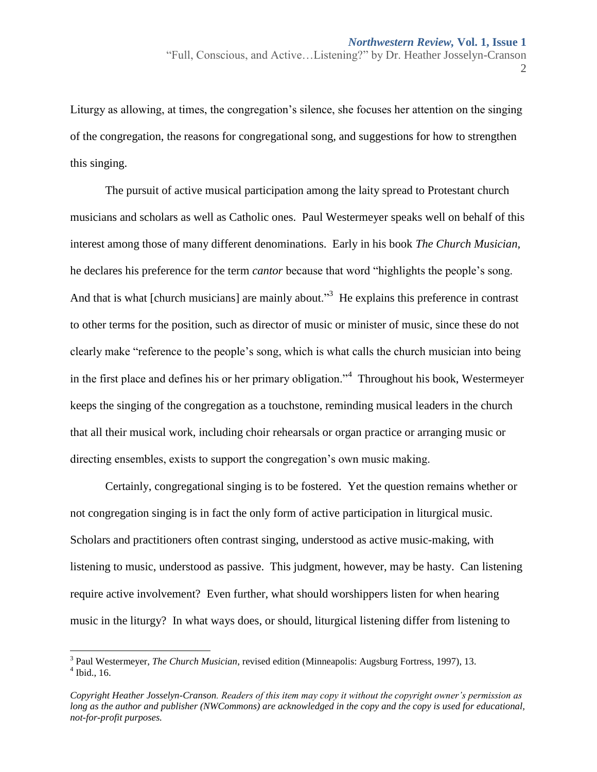Liturgy as allowing, at times, the congregation's silence, she focuses her attention on the singing of the congregation, the reasons for congregational song, and suggestions for how to strengthen this singing.

The pursuit of active musical participation among the laity spread to Protestant church musicians and scholars as well as Catholic ones. Paul Westermeyer speaks well on behalf of this interest among those of many different denominations. Early in his book *The Church Musician*, he declares his preference for the term *cantor* because that word "highlights the people's song. And that is what [church musicians] are mainly about."[3] He explains this preference in contrast to other terms for the position, such as director of music or minister of music, since these do not clearly make "reference to the people's song, which is what calls the church musician into being in the first place and defines his or her primary obligation."[4] Throughout his book, Westermeyer keeps the singing of the congregation as a touchstone, reminding musical leaders in the church that all their musical work, including choir rehearsals or organ practice or arranging music or directing ensembles, exists to support the congregation's own music making.

Certainly, congregational singing is to be fostered. Yet the question remains whether or not congregation singing is in fact the only form of active participation in liturgical music. Scholars and practitioners often contrast singing, understood as active music-making, with listening to music, understood as passive. This judgment, however, may be hasty. Can listening require active involvement? Even further, what should worshippers listen for when hearing music in the liturgy? In what ways does, or should, liturgical listening differ from listening to

---

[3] Paul Westermeyer, *The Church Musician*, revised edition (Minneapolis: Augsburg Fortress, 1997), 13.
[4] Ibid., 16.

*Copyright Heather Josselyn-Cranson. Readers of this item may copy it without the copyright owner's permission as long as the author and publisher (NWCommons) are acknowledged in the copy and the copy is used for educational, not-for-profit purposes.*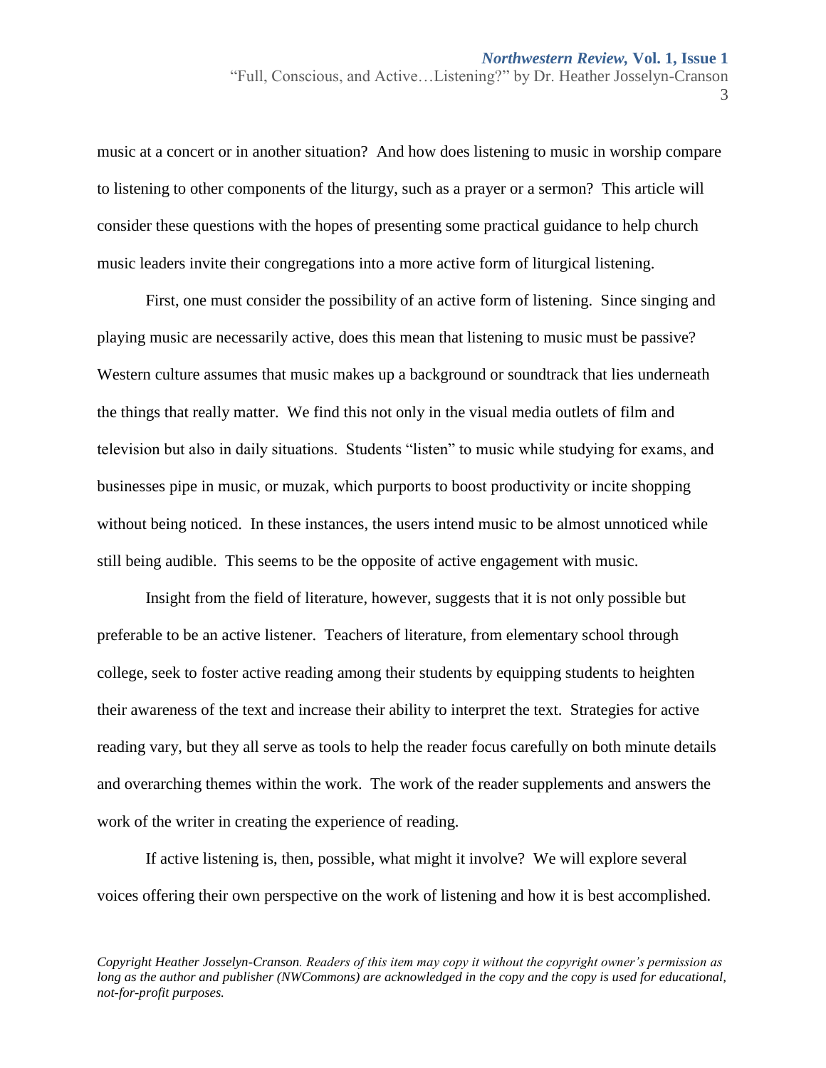music at a concert or in another situation? And how does listening to music in worship compare to listening to other components of the liturgy, such as a prayer or a sermon? This article will consider these questions with the hopes of presenting some practical guidance to help church music leaders invite their congregations into a more active form of liturgical listening.

First, one must consider the possibility of an active form of listening. Since singing and playing music are necessarily active, does this mean that listening to music must be passive? Western culture assumes that music makes up a background or soundtrack that lies underneath the things that really matter. We find this not only in the visual media outlets of film and television but also in daily situations. Students "listen" to music while studying for exams, and businesses pipe in music, or muzak, which purports to boost productivity or incite shopping without being noticed. In these instances, the users intend music to be almost unnoticed while still being audible. This seems to be the opposite of active engagement with music.

Insight from the field of literature, however, suggests that it is not only possible but preferable to be an active listener. Teachers of literature, from elementary school through college, seek to foster active reading among their students by equipping students to heighten their awareness of the text and increase their ability to interpret the text. Strategies for active reading vary, but they all serve as tools to help the reader focus carefully on both minute details and overarching themes within the work. The work of the reader supplements and answers the work of the writer in creating the experience of reading.

If active listening is, then, possible, what might it involve? We will explore several voices offering their own perspective on the work of listening and how it is best accomplished.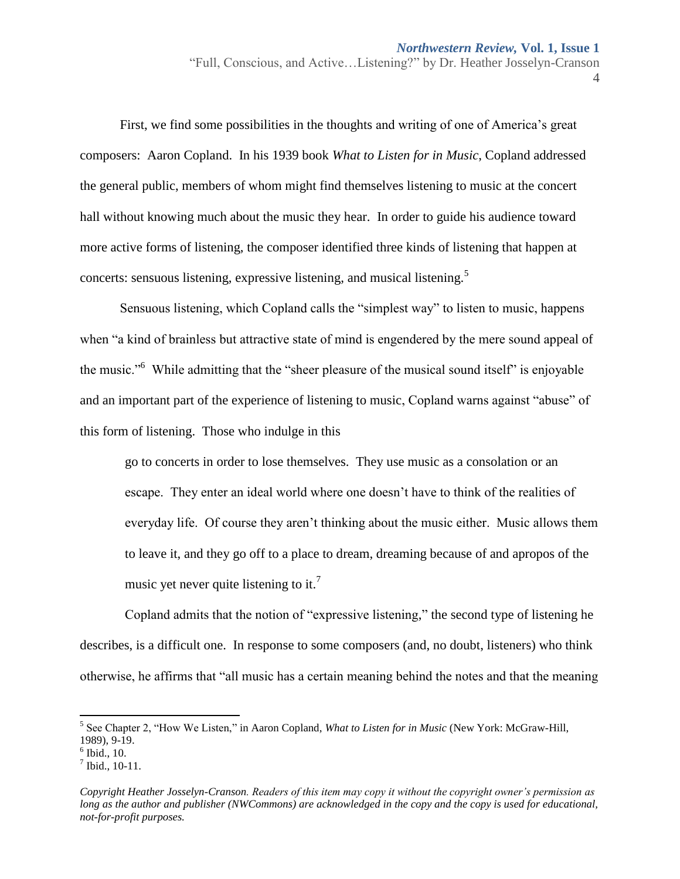First, we find some possibilities in the thoughts and writing of one of America's great composers: Aaron Copland. In his 1939 book *What to Listen for in Music,* Copland addressed the general public, members of whom might find themselves listening to music at the concert hall without knowing much about the music they hear. In order to guide his audience toward more active forms of listening, the composer identified three kinds of listening that happen at concerts: sensuous listening, expressive listening, and musical listening.[5]

Sensuous listening, which Copland calls the "simplest way" to listen to music, happens when "a kind of brainless but attractive state of mind is engendered by the mere sound appeal of the music."[6] While admitting that the "sheer pleasure of the musical sound itself" is enjoyable and an important part of the experience of listening to music, Copland warns against "abuse" of this form of listening. Those who indulge in this

> go to concerts in order to lose themselves. They use music as a consolation or an escape. They enter an ideal world where one doesn't have to think of the realities of everyday life. Of course they aren't thinking about the music either. Music allows them to leave it, and they go off to a place to dream, dreaming because of and apropos of the music yet never quite listening to it.[7]

Copland admits that the notion of "expressive listening," the second type of listening he describes, is a difficult one. In response to some composers (and, no doubt, listeners) who think otherwise, he affirms that "all music has a certain meaning behind the notes and that the meaning

---

[5] See Chapter 2, "How We Listen," in Aaron Copland, *What to Listen for in Music* (New York: McGraw-Hill, 1989), 9-19.

[6] Ibid., 10.

[7] Ibid., 10-11.

*Copyright Heather Josselyn-Cranson. Readers of this item may copy it without the copyright owner's permission as long as the author and publisher (NWCommons) are acknowledged in the copy and the copy is used for educational, not-for-profit purposes.*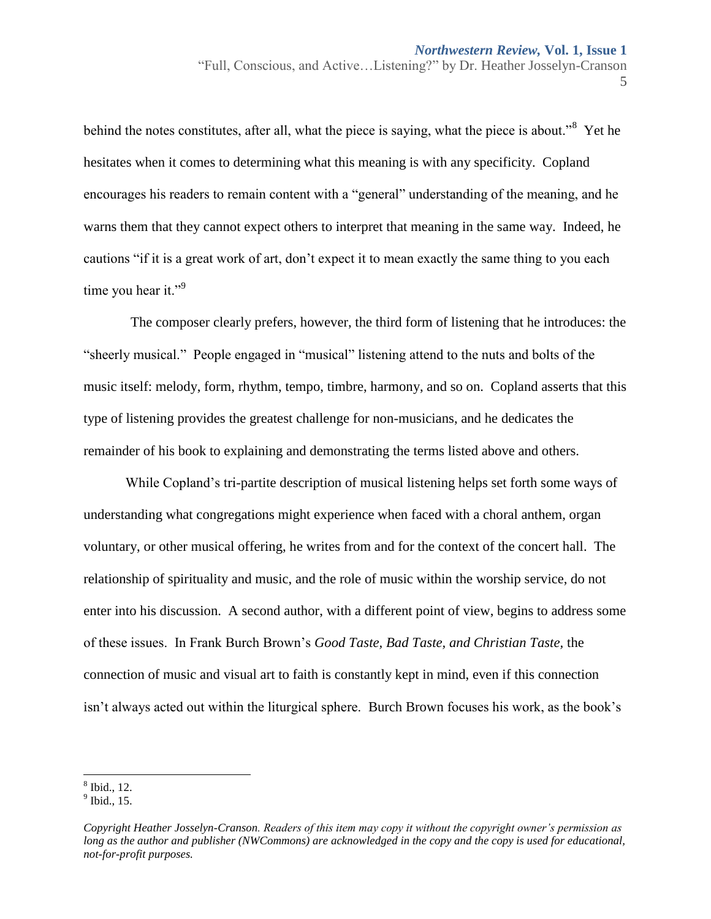behind the notes constitutes, after all, what the piece is saying, what the piece is about."[8] Yet he hesitates when it comes to determining what this meaning is with any specificity. Copland encourages his readers to remain content with a "general" understanding of the meaning, and he warns them that they cannot expect others to interpret that meaning in the same way. Indeed, he cautions "if it is a great work of art, don't expect it to mean exactly the same thing to you each time you hear it."[9]

The composer clearly prefers, however, the third form of listening that he introduces: the "sheerly musical." People engaged in "musical" listening attend to the nuts and bolts of the music itself: melody, form, rhythm, tempo, timbre, harmony, and so on. Copland asserts that this type of listening provides the greatest challenge for non-musicians, and he dedicates the remainder of his book to explaining and demonstrating the terms listed above and others.

While Copland's tri-partite description of musical listening helps set forth some ways of understanding what congregations might experience when faced with a choral anthem, organ voluntary, or other musical offering, he writes from and for the context of the concert hall. The relationship of spirituality and music, and the role of music within the worship service, do not enter into his discussion. A second author, with a different point of view, begins to address some of these issues. In Frank Burch Brown's *Good Taste, Bad Taste, and Christian Taste,* the connection of music and visual art to faith is constantly kept in mind, even if this connection isn't always acted out within the liturgical sphere. Burch Brown focuses his work, as the book's

---

[8] Ibid., 12.

[9] Ibid., 15.

*Copyright Heather Josselyn-Cranson. Readers of this item may copy it without the copyright owner's permission as long as the author and publisher (NWCommons) are acknowledged in the copy and the copy is used for educational, not-for-profit purposes.*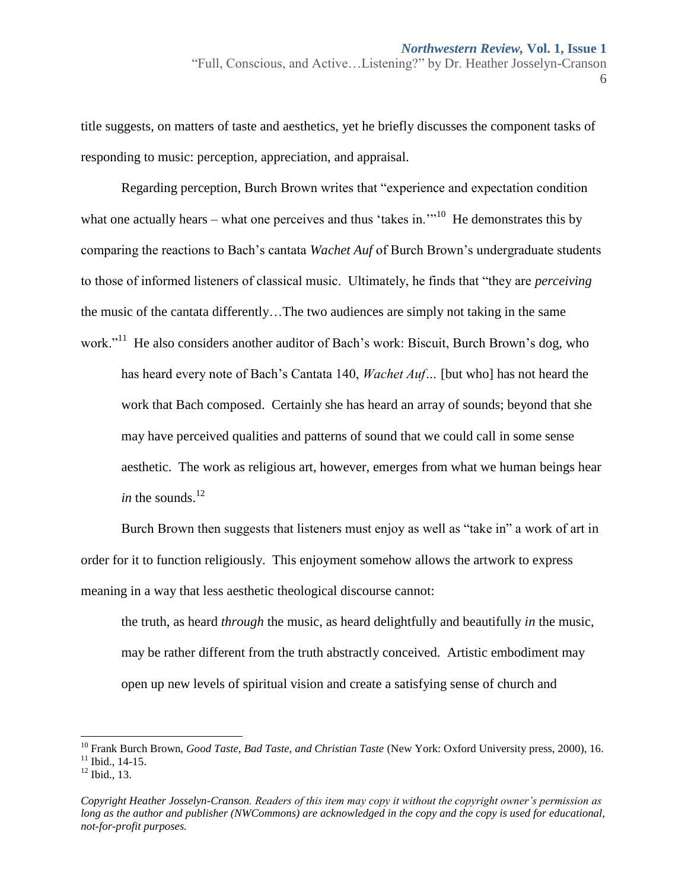title suggests, on matters of taste and aesthetics, yet he briefly discusses the component tasks of responding to music: perception, appreciation, and appraisal.

Regarding perception, Burch Brown writes that "experience and expectation condition what one actually hears – what one perceives and thus 'takes in.'"[10] He demonstrates this by comparing the reactions to Bach's cantata *Wachet Auf* of Burch Brown's undergraduate students to those of informed listeners of classical music. Ultimately, he finds that "they are *perceiving* the music of the cantata differently…The two audiences are simply not taking in the same work."[11] He also considers another auditor of Bach's work: Biscuit, Burch Brown's dog, who

> has heard every note of Bach's Cantata 140, *Wachet Auf*… [but who] has not heard the work that Bach composed. Certainly she has heard an array of sounds; beyond that she may have perceived qualities and patterns of sound that we could call in some sense aesthetic. The work as religious art, however, emerges from what we human beings hear *in* the sounds.[12]

Burch Brown then suggests that listeners must enjoy as well as "take in" a work of art in order for it to function religiously. This enjoyment somehow allows the artwork to express meaning in a way that less aesthetic theological discourse cannot:

> the truth, as heard *through* the music, as heard delightfully and beautifully *in* the music, may be rather different from the truth abstractly conceived. Artistic embodiment may open up new levels of spiritual vision and create a satisfying sense of church and

---

[10] Frank Burch Brown, *Good Taste, Bad Taste, and Christian Taste* (New York: Oxford University press, 2000), 16.
[11] Ibid., 14-15.
[12] Ibid., 13.

*Copyright Heather Josselyn-Cranson. Readers of this item may copy it without the copyright owner's permission as long as the author and publisher (NWCommons) are acknowledged in the copy and the copy is used for educational, not-for-profit purposes.*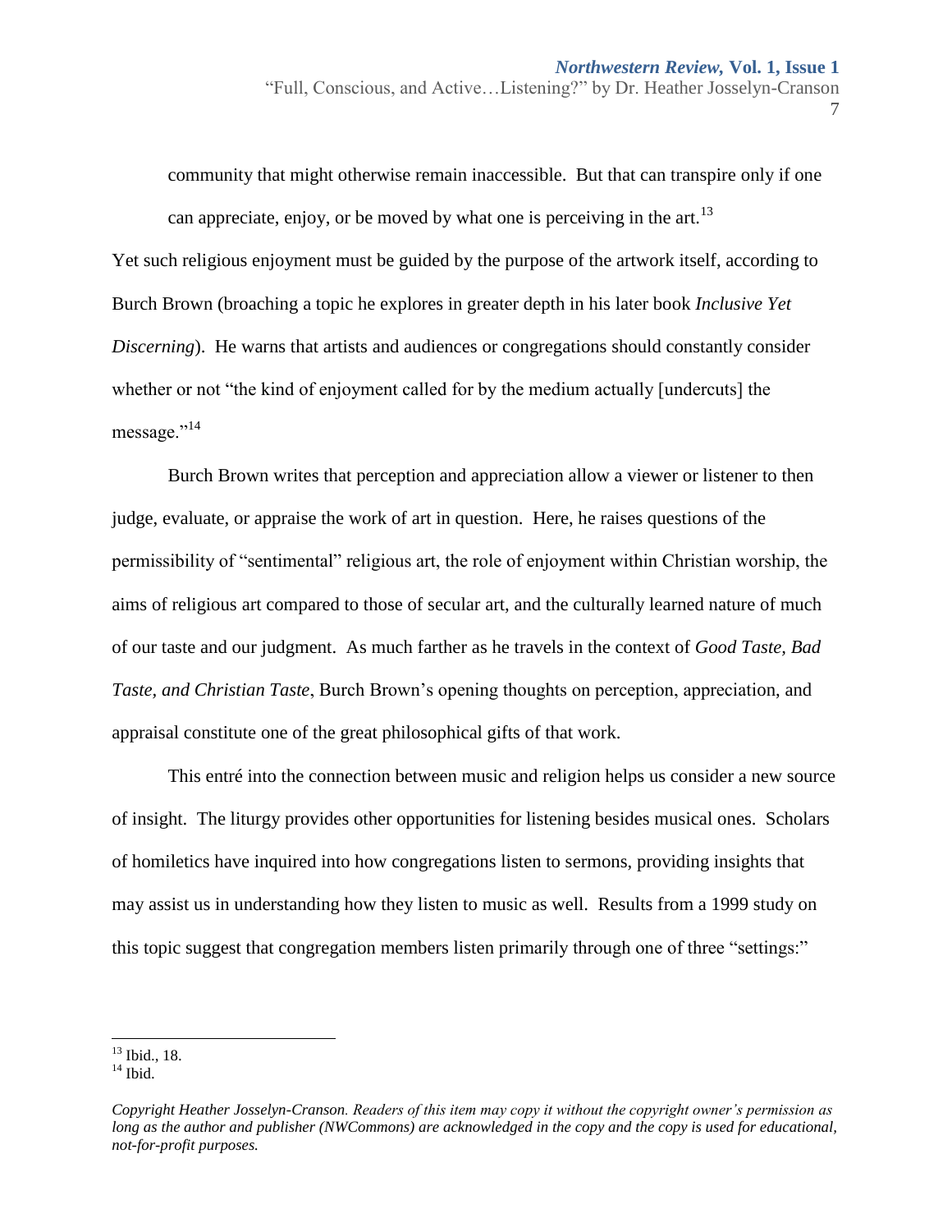> community that might otherwise remain inaccessible. But that can transpire only if one can appreciate, enjoy, or be moved by what one is perceiving in the art.[13]

Yet such religious enjoyment must be guided by the purpose of the artwork itself, according to Burch Brown (broaching a topic he explores in greater depth in his later book *Inclusive Yet Discerning*). He warns that artists and audiences or congregations should constantly consider whether or not "the kind of enjoyment called for by the medium actually [undercuts] the message."[14]

Burch Brown writes that perception and appreciation allow a viewer or listener to then judge, evaluate, or appraise the work of art in question. Here, he raises questions of the permissibility of "sentimental" religious art, the role of enjoyment within Christian worship, the aims of religious art compared to those of secular art, and the culturally learned nature of much of our taste and our judgment. As much farther as he travels in the context of *Good Taste, Bad Taste, and Christian Taste*, Burch Brown's opening thoughts on perception, appreciation, and appraisal constitute one of the great philosophical gifts of that work.

This entré into the connection between music and religion helps us consider a new source of insight. The liturgy provides other opportunities for listening besides musical ones. Scholars of homiletics have inquired into how congregations listen to sermons, providing insights that may assist us in understanding how they listen to music as well. Results from a 1999 study on this topic suggest that congregation members listen primarily through one of three "settings:"

---

[13] Ibid., 18.

[14] Ibid.

*Copyright Heather Josselyn-Cranson. Readers of this item may copy it without the copyright owner's permission as long as the author and publisher (NWCommons) are acknowledged in the copy and the copy is used for educational, not-for-profit purposes.*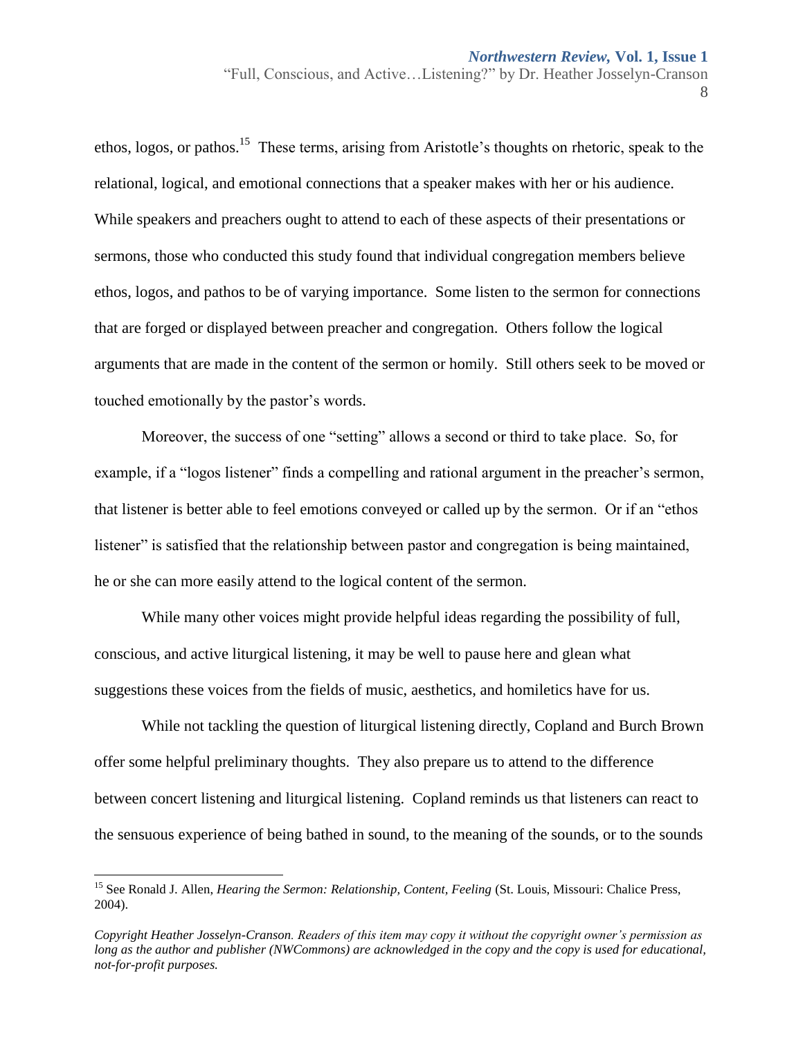ethos, logos, or pathos.[15] These terms, arising from Aristotle's thoughts on rhetoric, speak to the relational, logical, and emotional connections that a speaker makes with her or his audience. While speakers and preachers ought to attend to each of these aspects of their presentations or sermons, those who conducted this study found that individual congregation members believe ethos, logos, and pathos to be of varying importance. Some listen to the sermon for connections that are forged or displayed between preacher and congregation. Others follow the logical arguments that are made in the content of the sermon or homily. Still others seek to be moved or touched emotionally by the pastor's words.

Moreover, the success of one "setting" allows a second or third to take place. So, for example, if a "logos listener" finds a compelling and rational argument in the preacher's sermon, that listener is better able to feel emotions conveyed or called up by the sermon. Or if an "ethos listener" is satisfied that the relationship between pastor and congregation is being maintained, he or she can more easily attend to the logical content of the sermon.

While many other voices might provide helpful ideas regarding the possibility of full, conscious, and active liturgical listening, it may be well to pause here and glean what suggestions these voices from the fields of music, aesthetics, and homiletics have for us.

While not tackling the question of liturgical listening directly, Copland and Burch Brown offer some helpful preliminary thoughts. They also prepare us to attend to the difference between concert listening and liturgical listening. Copland reminds us that listeners can react to the sensuous experience of being bathed in sound, to the meaning of the sounds, or to the sounds

---

[15] See Ronald J. Allen, *Hearing the Sermon: Relationship, Content, Feeling* (St. Louis, Missouri: Chalice Press, 2004).

*Copyright Heather Josselyn-Cranson. Readers of this item may copy it without the copyright owner's permission as long as the author and publisher (NWCommons) are acknowledged in the copy and the copy is used for educational, not-for-profit purposes.*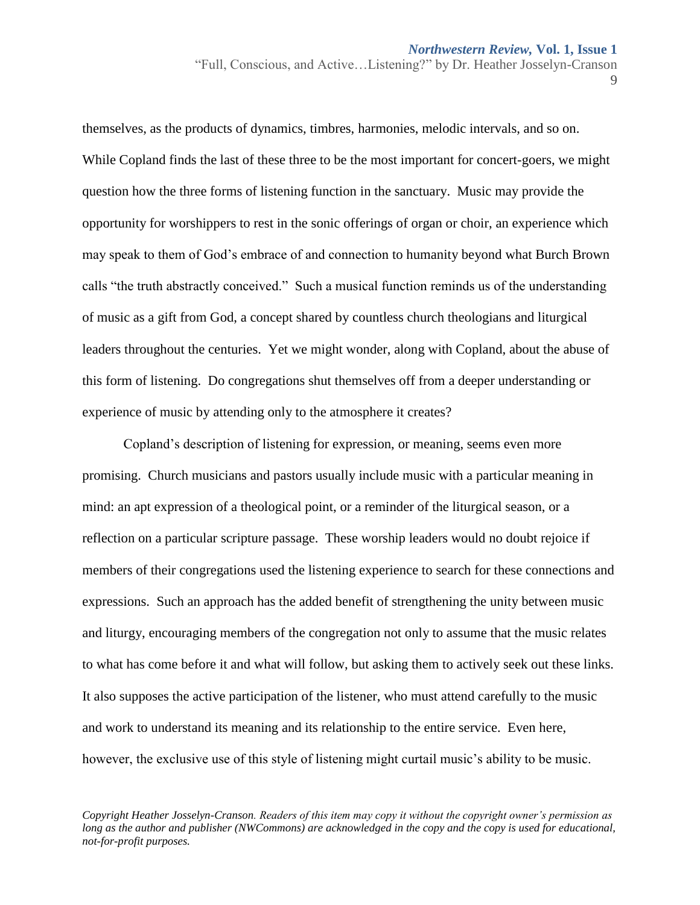themselves, as the products of dynamics, timbres, harmonies, melodic intervals, and so on. While Copland finds the last of these three to be the most important for concert-goers, we might question how the three forms of listening function in the sanctuary. Music may provide the opportunity for worshippers to rest in the sonic offerings of organ or choir, an experience which may speak to them of God's embrace of and connection to humanity beyond what Burch Brown calls "the truth abstractly conceived." Such a musical function reminds us of the understanding of music as a gift from God, a concept shared by countless church theologians and liturgical leaders throughout the centuries. Yet we might wonder, along with Copland, about the abuse of this form of listening. Do congregations shut themselves off from a deeper understanding or experience of music by attending only to the atmosphere it creates?

Copland's description of listening for expression, or meaning, seems even more promising. Church musicians and pastors usually include music with a particular meaning in mind: an apt expression of a theological point, or a reminder of the liturgical season, or a reflection on a particular scripture passage. These worship leaders would no doubt rejoice if members of their congregations used the listening experience to search for these connections and expressions. Such an approach has the added benefit of strengthening the unity between music and liturgy, encouraging members of the congregation not only to assume that the music relates to what has come before it and what will follow, but asking them to actively seek out these links. It also supposes the active participation of the listener, who must attend carefully to the music and work to understand its meaning and its relationship to the entire service. Even here, however, the exclusive use of this style of listening might curtail music's ability to be music.

*Copyright Heather Josselyn-Cranson. Readers of this item may copy it without the copyright owner's permission as long as the author and publisher (NWCommons) are acknowledged in the copy and the copy is used for educational, not-for-profit purposes.*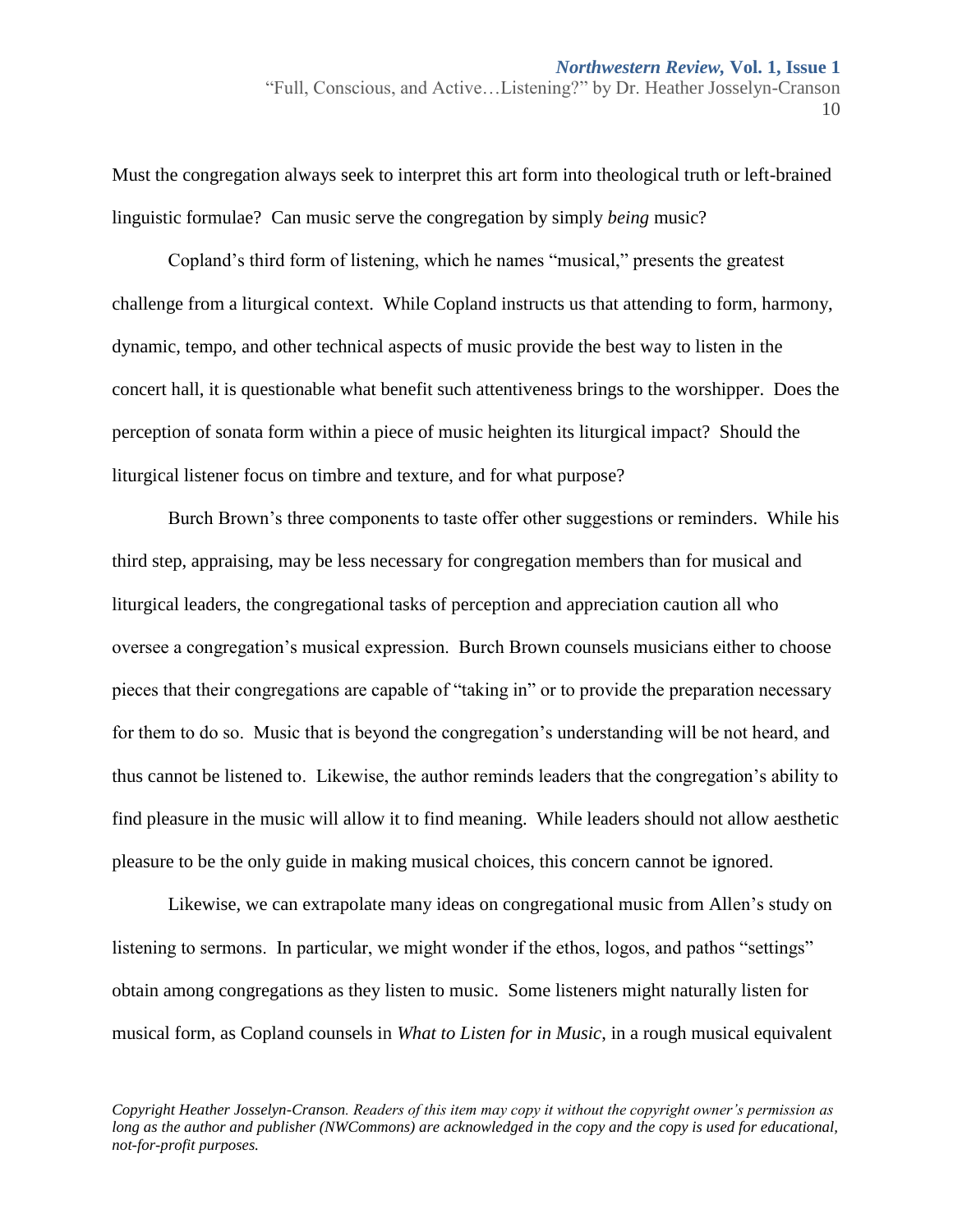Must the congregation always seek to interpret this art form into theological truth or left-brained linguistic formulae? Can music serve the congregation by simply *being* music?

Copland's third form of listening, which he names "musical," presents the greatest challenge from a liturgical context. While Copland instructs us that attending to form, harmony, dynamic, tempo, and other technical aspects of music provide the best way to listen in the concert hall, it is questionable what benefit such attentiveness brings to the worshipper. Does the perception of sonata form within a piece of music heighten its liturgical impact? Should the liturgical listener focus on timbre and texture, and for what purpose?

Burch Brown's three components to taste offer other suggestions or reminders. While his third step, appraising, may be less necessary for congregation members than for musical and liturgical leaders, the congregational tasks of perception and appreciation caution all who oversee a congregation's musical expression. Burch Brown counsels musicians either to choose pieces that their congregations are capable of "taking in" or to provide the preparation necessary for them to do so. Music that is beyond the congregation's understanding will be not heard, and thus cannot be listened to. Likewise, the author reminds leaders that the congregation's ability to find pleasure in the music will allow it to find meaning. While leaders should not allow aesthetic pleasure to be the only guide in making musical choices, this concern cannot be ignored.

Likewise, we can extrapolate many ideas on congregational music from Allen's study on listening to sermons. In particular, we might wonder if the ethos, logos, and pathos "settings" obtain among congregations as they listen to music. Some listeners might naturally listen for musical form, as Copland counsels in *What to Listen for in Music*, in a rough musical equivalent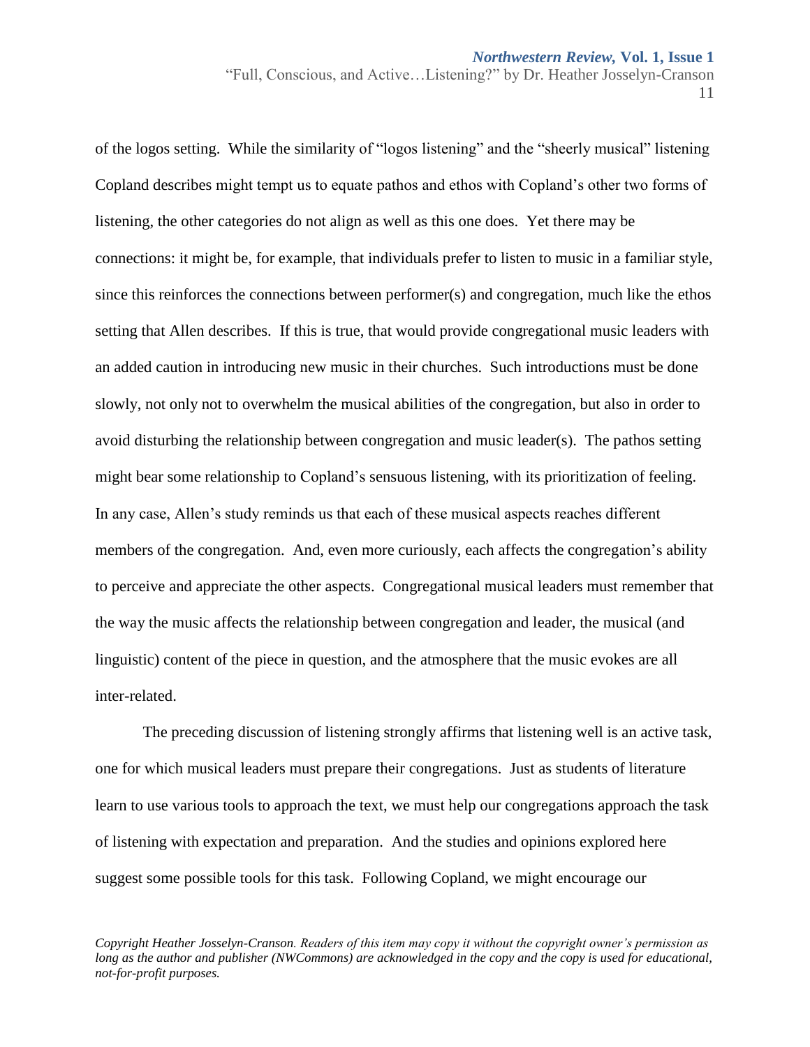of the logos setting. While the similarity of "logos listening" and the "sheerly musical" listening Copland describes might tempt us to equate pathos and ethos with Copland's other two forms of listening, the other categories do not align as well as this one does. Yet there may be connections: it might be, for example, that individuals prefer to listen to music in a familiar style, since this reinforces the connections between performer(s) and congregation, much like the ethos setting that Allen describes. If this is true, that would provide congregational music leaders with an added caution in introducing new music in their churches. Such introductions must be done slowly, not only not to overwhelm the musical abilities of the congregation, but also in order to avoid disturbing the relationship between congregation and music leader(s). The pathos setting might bear some relationship to Copland's sensuous listening, with its prioritization of feeling. In any case, Allen's study reminds us that each of these musical aspects reaches different members of the congregation. And, even more curiously, each affects the congregation's ability to perceive and appreciate the other aspects. Congregational musical leaders must remember that the way the music affects the relationship between congregation and leader, the musical (and linguistic) content of the piece in question, and the atmosphere that the music evokes are all inter-related.

The preceding discussion of listening strongly affirms that listening well is an active task, one for which musical leaders must prepare their congregations. Just as students of literature learn to use various tools to approach the text, we must help our congregations approach the task of listening with expectation and preparation. And the studies and opinions explored here suggest some possible tools for this task. Following Copland, we might encourage our

*Copyright Heather Josselyn-Cranson. Readers of this item may copy it without the copyright owner's permission as long as the author and publisher (NWCommons) are acknowledged in the copy and the copy is used for educational, not-for-profit purposes.*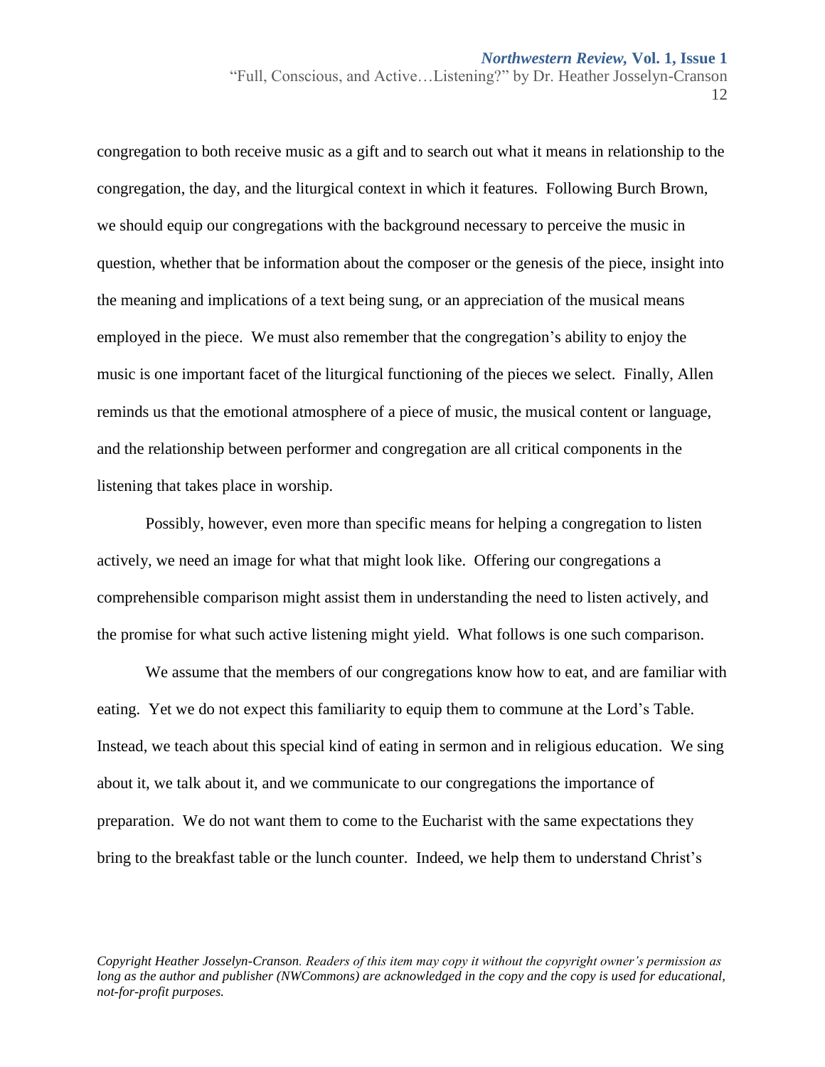congregation to both receive music as a gift and to search out what it means in relationship to the congregation, the day, and the liturgical context in which it features. Following Burch Brown, we should equip our congregations with the background necessary to perceive the music in question, whether that be information about the composer or the genesis of the piece, insight into the meaning and implications of a text being sung, or an appreciation of the musical means employed in the piece. We must also remember that the congregation's ability to enjoy the music is one important facet of the liturgical functioning of the pieces we select. Finally, Allen reminds us that the emotional atmosphere of a piece of music, the musical content or language, and the relationship between performer and congregation are all critical components in the listening that takes place in worship.

Possibly, however, even more than specific means for helping a congregation to listen actively, we need an image for what that might look like. Offering our congregations a comprehensible comparison might assist them in understanding the need to listen actively, and the promise for what such active listening might yield. What follows is one such comparison.

We assume that the members of our congregations know how to eat, and are familiar with eating. Yet we do not expect this familiarity to equip them to commune at the Lord's Table. Instead, we teach about this special kind of eating in sermon and in religious education. We sing about it, we talk about it, and we communicate to our congregations the importance of preparation. We do not want them to come to the Eucharist with the same expectations they bring to the breakfast table or the lunch counter. Indeed, we help them to understand Christ's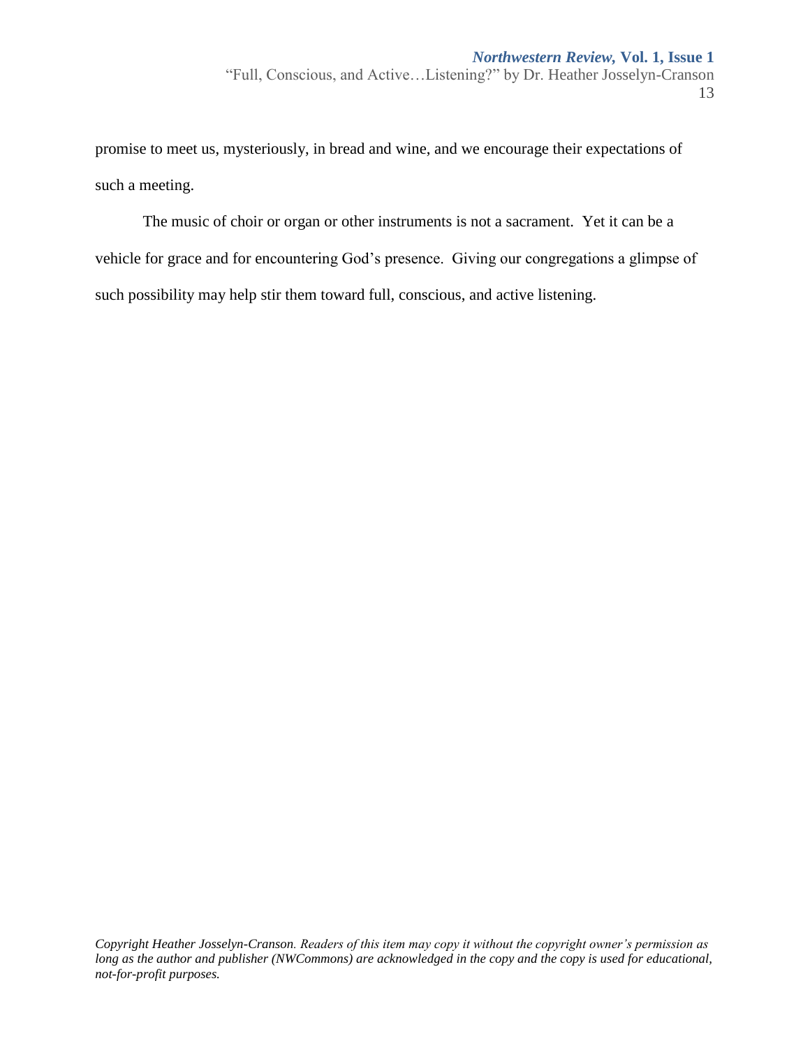promise to meet us, mysteriously, in bread and wine, and we encourage their expectations of such a meeting.

The music of choir or organ or other instruments is not a sacrament. Yet it can be a vehicle for grace and for encountering God's presence. Giving our congregations a glimpse of such possibility may help stir them toward full, conscious, and active listening.

*Copyright Heather Josselyn-Cranson. Readers of this item may copy it without the copyright owner's permission as long as the author and publisher (NWCommons) are acknowledged in the copy and the copy is used for educational, not-for-profit purposes.*